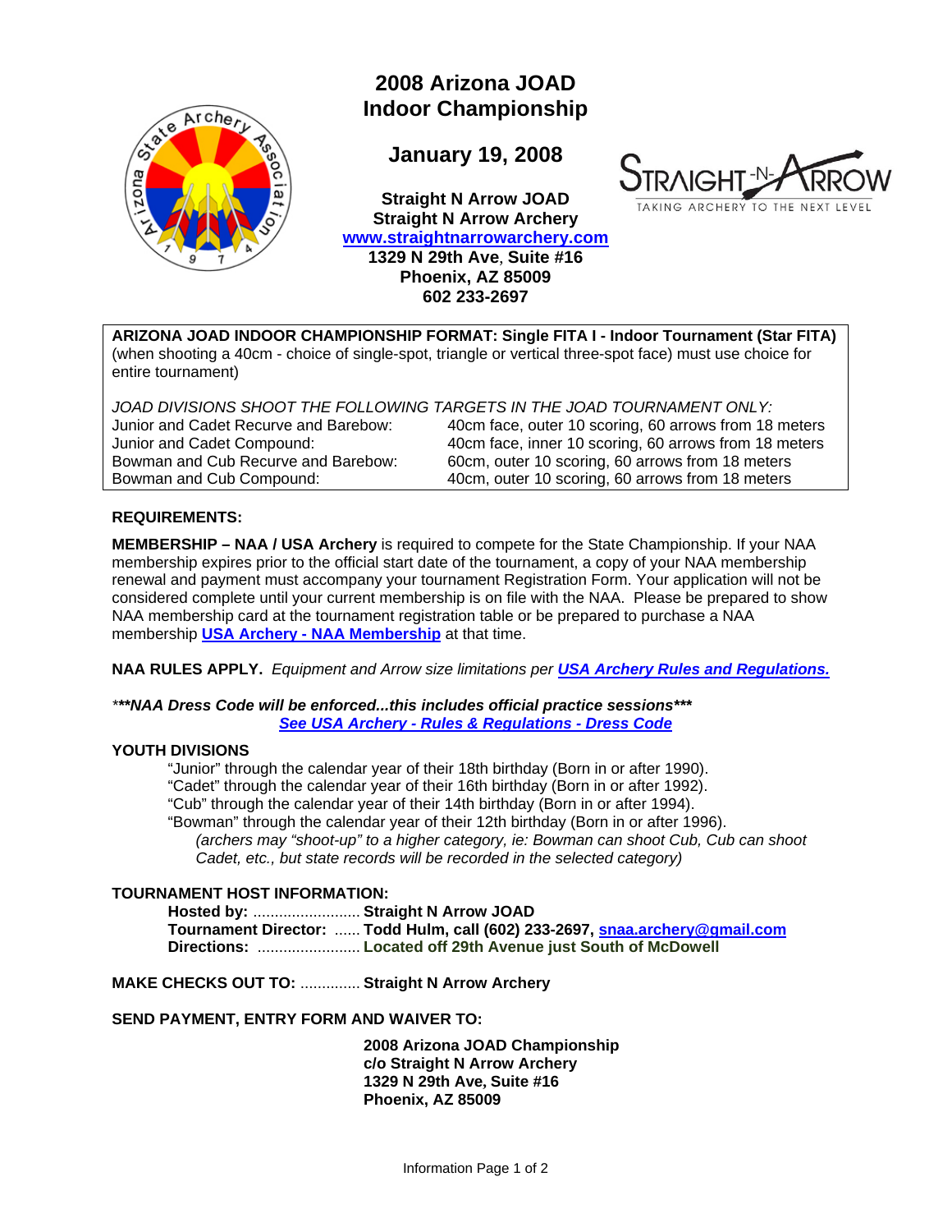# 2008 Arizona JOAD Indoor Championship

## January 19, 2008

**Straight N Arrow JOAD**
**Straight N Arrow Archery**
**www.straightnarrowarchery.com**
**1329 N 29th Ave, Suite #16**
**Phoenix, AZ 85009**
**602 233-2697**

**ARIZONA JOAD INDOOR CHAMPIONSHIP FORMAT: Single FITA I - Indoor Tournament (Star FITA)** (when shooting a 40cm - choice of single-spot, triangle or vertical three-spot face) must use choice for entire tournament)

*JOAD DIVISIONS SHOOT THE FOLLOWING TARGETS IN THE JOAD TOURNAMENT ONLY:*

| | |
|---|---|
| Junior and Cadet Recurve and Barebow: | 40cm face, outer 10 scoring, 60 arrows from 18 meters |
| Junior and Cadet Compound: | 40cm face, inner 10 scoring, 60 arrows from 18 meters |
| Bowman and Cub Recurve and Barebow: | 60cm, outer 10 scoring, 60 arrows from 18 meters |
| Bowman and Cub Compound: | 40cm, outer 10 scoring, 60 arrows from 18 meters |

**REQUIREMENTS:**

**MEMBERSHIP – NAA / USA Archery** is required to compete for the State Championship. If your NAA membership expires prior to the official start date of the tournament, a copy of your NAA membership renewal and payment must accompany your tournament Registration Form. Your application will not be considered complete until your current membership is on file with the NAA. Please be prepared to show NAA membership card at the tournament registration table or be prepared to purchase a NAA membership **USA Archery - NAA Membership** at that time.

**NAA RULES APPLY.** *Equipment and Arrow size limitations per* ***USA Archery Rules and Regulations.***

***\*\*\*NAA Dress Code will be enforced...this includes official practice sessions\*\*\****
***See USA Archery - Rules & Regulations - Dress Code***

**YOUTH DIVISIONS**

"Junior" through the calendar year of their 18th birthday (Born in or after 1990).
"Cadet" through the calendar year of their 16th birthday (Born in or after 1992).
"Cub" through the calendar year of their 14th birthday (Born in or after 1994).
"Bowman" through the calendar year of their 12th birthday (Born in or after 1996).
*(archers may "shoot-up" to a higher category, ie: Bowman can shoot Cub, Cub can shoot Cadet, etc., but state records will be recorded in the selected category)*

**TOURNAMENT HOST INFORMATION:**

**Hosted by:** ......................... **Straight N Arrow JOAD**
**Tournament Director:** ...... **Todd Hulm, call (602) 233-2697, snaa.archery@gmail.com**
**Directions:** ........................ **Located off 29th Avenue just South of McDowell**

**MAKE CHECKS OUT TO:** .............. **Straight N Arrow Archery**

**SEND PAYMENT, ENTRY FORM AND WAIVER TO:**

**2008 Arizona JOAD Championship**
**c/o Straight N Arrow Archery**
**1329 N 29th Ave, Suite #16**
**Phoenix, AZ 85009**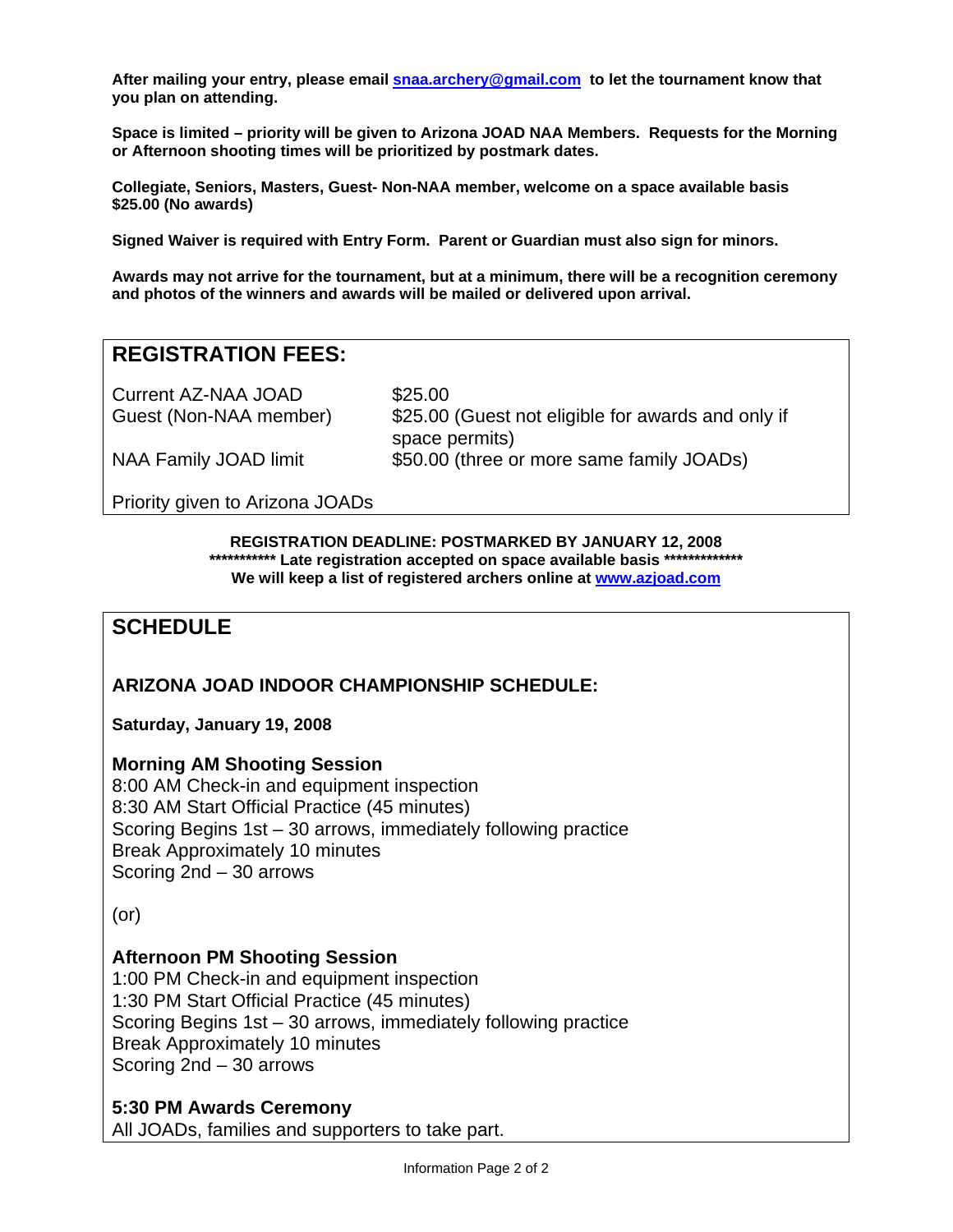**After mailing your entry, please email snaa.archery@gmail.com to let the tournament know that you plan on attending.**

**Space is limited – priority will be given to Arizona JOAD NAA Members. Requests for the Morning or Afternoon shooting times will be prioritized by postmark dates.**

**Collegiate, Seniors, Masters, Guest- Non-NAA member, welcome on a space available basis $25.00 (No awards)**

**Signed Waiver is required with Entry Form. Parent or Guardian must also sign for minors.**

**Awards may not arrive for the tournament, but at a minimum, there will be a recognition ceremony and photos of the winners and awards will be mailed or delivered upon arrival.**

## REGISTRATION FEES:

| | |
|---|---|
| Current AZ-NAA JOAD | $25.00 |
| Guest (Non-NAA member) | $25.00 (Guest not eligible for awards and only if space permits) |
| NAA Family JOAD limit | $50.00 (three or more same family JOADs) |

Priority given to Arizona JOADs

**REGISTRATION DEADLINE: POSTMARKED BY JANUARY 12, 2008**
**\*\*\*\*\*\*\*\*\*\*\* Late registration accepted on space available basis \*\*\*\*\*\*\*\*\*\*\*\*\***
**We will keep a list of registered archers online at www.azjoad.com**

## SCHEDULE

### ARIZONA JOAD INDOOR CHAMPIONSHIP SCHEDULE:

**Saturday, January 19, 2008**

**Morning AM Shooting Session**
8:00 AM Check-in and equipment inspection
8:30 AM Start Official Practice (45 minutes)
Scoring Begins 1st – 30 arrows, immediately following practice
Break Approximately 10 minutes
Scoring 2nd – 30 arrows

(or)

**Afternoon PM Shooting Session**
1:00 PM Check-in and equipment inspection
1:30 PM Start Official Practice (45 minutes)
Scoring Begins 1st – 30 arrows, immediately following practice
Break Approximately 10 minutes
Scoring 2nd – 30 arrows

**5:30 PM Awards Ceremony**
All JOADs, families and supporters to take part.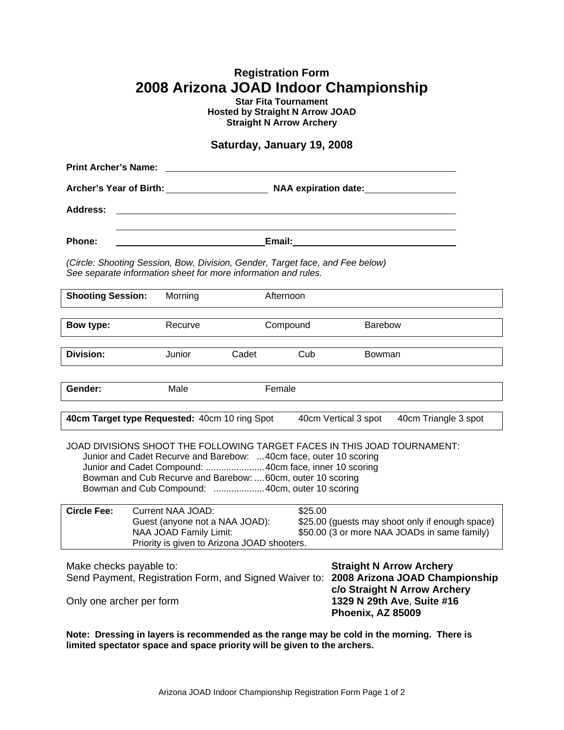**Registration Form**

# 2008 Arizona JOAD Indoor Championship

**Star Fita Tournament**
**Hosted by Straight N Arrow JOAD**
**Straight N Arrow Archery**

### Saturday, January 19, 2008

**Print Archer's Name:** ______________________________________________

**Archer's Year of Birth:** ____________________ **NAA expiration date:** ____________________

**Address:** ______________________________________________

______________________________________________

**Phone:** ____________________________ **Email:** ________________________________

*(Circle: Shooting Session, Bow, Division, Gender, Target face, and Fee below)*
*See separate information sheet for more information and rules.*

| **Shooting Session:** | Morning | Afternoon | | |
|---|---|---|---|---|

| **Bow type:** | Recurve | Compound | Barebow |
|---|---|---|---|

| **Division:** | Junior | Cadet | Cub | Bowman |
|---|---|---|---|---|

| **Gender:** | Male | Female |
|---|---|---|

| **40cm Target type Requested:** 40cm 10 ring Spot | 40cm Vertical 3 spot | 40cm Triangle 3 spot |
|---|---|---|

JOAD DIVISIONS SHOOT THE FOLLOWING TARGET FACES IN THIS JOAD TOURNAMENT:

- Junior and Cadet Recurve and Barebow: ... 40cm face, outer 10 scoring
- Junior and Cadet Compound: ....................... 40cm face, inner 10 scoring
- Bowman and Cub Recurve and Barebow: .... 60cm, outer 10 scoring
- Bowman and Cub Compound: .................... 40cm, outer 10 scoring

| **Circle Fee:** | Current NAA JOAD: | $25.00 |
|---|---|---|
| | Guest (anyone not a NAA JOAD): | $25.00 (guests may shoot only if enough space) |
| | NAA JOAD Family Limit: | $50.00 (3 or more NAA JOADs in same family) |
| | Priority is given to Arizona JOAD shooters. | |

Make checks payable to: **Straight N Arrow Archery**

Send Payment, Registration Form, and Signed Waiver to:
**2008 Arizona JOAD Championship**
**c/o Straight N Arrow Archery**
**1329 N 29th Ave**, **Suite #16**
**Phoenix, AZ 85009**

Only one archer per form

**Note: Dressing in layers is recommended as the range may be cold in the morning. There is limited spectator space and space priority will be given to the archers.**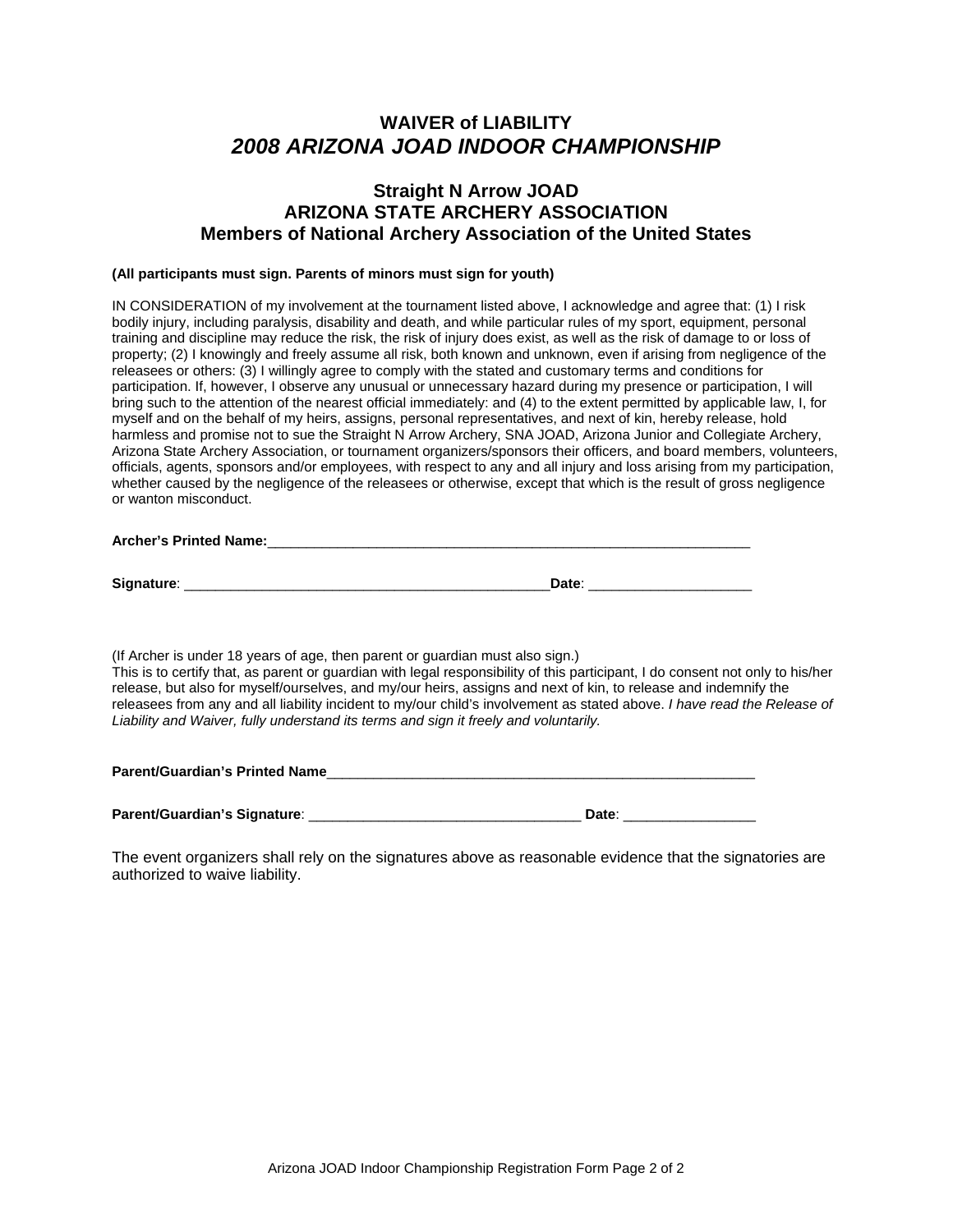## WAIVER of LIABILITY
## *2008 ARIZONA JOAD INDOOR CHAMPIONSHIP*

### Straight N Arrow JOAD
### ARIZONA STATE ARCHERY ASSOCIATION
### Members of National Archery Association of the United States

**(All participants must sign. Parents of minors must sign for youth)**

IN CONSIDERATION of my involvement at the tournament listed above, I acknowledge and agree that: (1) I risk bodily injury, including paralysis, disability and death, and while particular rules of my sport, equipment, personal training and discipline may reduce the risk, the risk of injury does exist, as well as the risk of damage to or loss of property; (2) I knowingly and freely assume all risk, both known and unknown, even if arising from negligence of the releasees or others: (3) I willingly agree to comply with the stated and customary terms and conditions for participation. If, however, I observe any unusual or unnecessary hazard during my presence or participation, I will bring such to the attention of the nearest official immediately: and (4) to the extent permitted by applicable law, I, for myself and on the behalf of my heirs, assigns, personal representatives, and next of kin, hereby release, hold harmless and promise not to sue the Straight N Arrow Archery, SNA JOAD, Arizona Junior and Collegiate Archery, Arizona State Archery Association, or tournament organizers/sponsors their officers, and board members, volunteers, officials, agents, sponsors and/or employees, with respect to any and all injury and loss arising from my participation, whether caused by the negligence of the releasees or otherwise, except that which is the result of gross negligence or wanton misconduct.

**Archer's Printed Name:**_______________________________________________________________

**Signature**: ________________________________________________**Date**: _____________________

(If Archer is under 18 years of age, then parent or guardian must also sign.)
This is to certify that, as parent or guardian with legal responsibility of this participant, I do consent not only to his/her release, but also for myself/ourselves, and my/our heirs, assigns and next of kin, to release and indemnify the releasees from any and all liability incident to my/our child's involvement as stated above. *I have read the Release of Liability and Waiver, fully understand its terms and sign it freely and voluntarily.*

**Parent/Guardian's Printed Name**_________________________________________________________

**Parent/Guardian's Signature**: ___________________________________ **Date**: _________________

The event organizers shall rely on the signatures above as reasonable evidence that the signatories are authorized to waive liability.